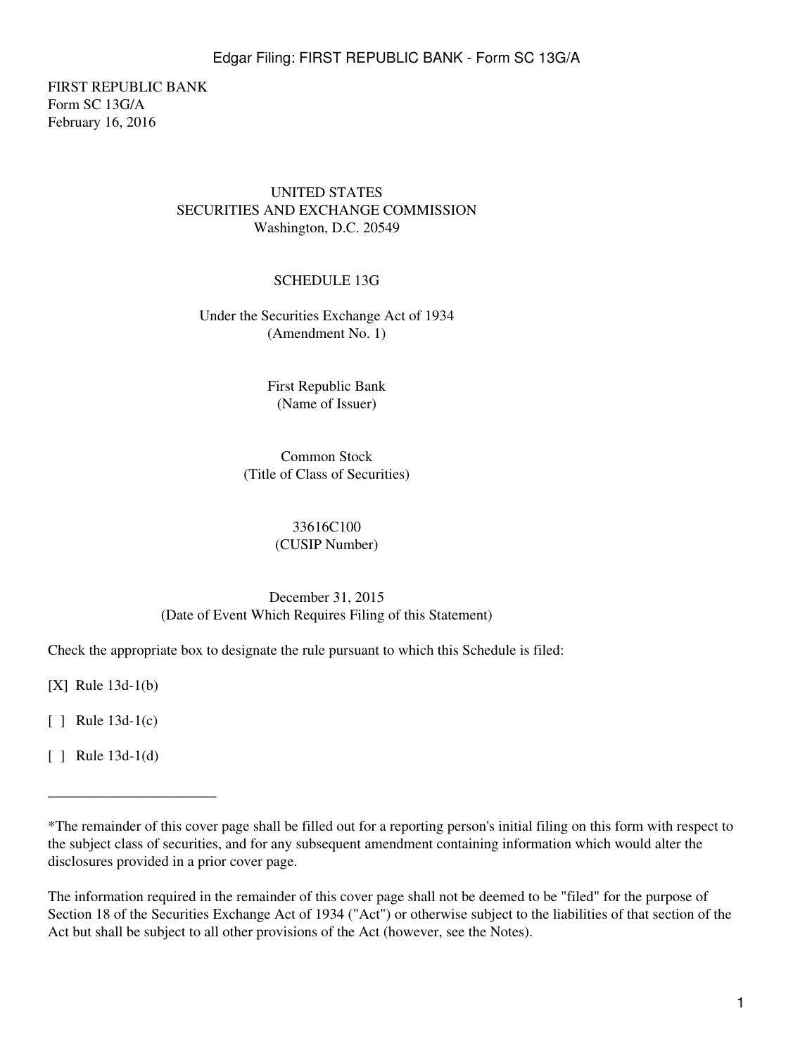FIRST REPUBLIC BANK
Form SC 13G/A
February 16, 2016

UNITED STATES
SECURITIES AND EXCHANGE COMMISSION
Washington, D.C. 20549

SCHEDULE 13G

Under the Securities Exchange Act of 1934
(Amendment No. 1)

First Republic Bank
(Name of Issuer)

Common Stock
(Title of Class of Securities)

33616C100
(CUSIP Number)

December 31, 2015
(Date of Event Which Requires Filing of this Statement)

Check the appropriate box to designate the rule pursuant to which this Schedule is filed:

[X] Rule 13d-1(b)

[ ] Rule 13d-1(c)

[ ] Rule 13d-1(d)

---

*The remainder of this cover page shall be filled out for a reporting person's initial filing on this form with respect to the subject class of securities, and for any subsequent amendment containing information which would alter the disclosures provided in a prior cover page.

The information required in the remainder of this cover page shall not be deemed to be "filed" for the purpose of Section 18 of the Securities Exchange Act of 1934 ("Act") or otherwise subject to the liabilities of that section of the Act but shall be subject to all other provisions of the Act (however, see the Notes).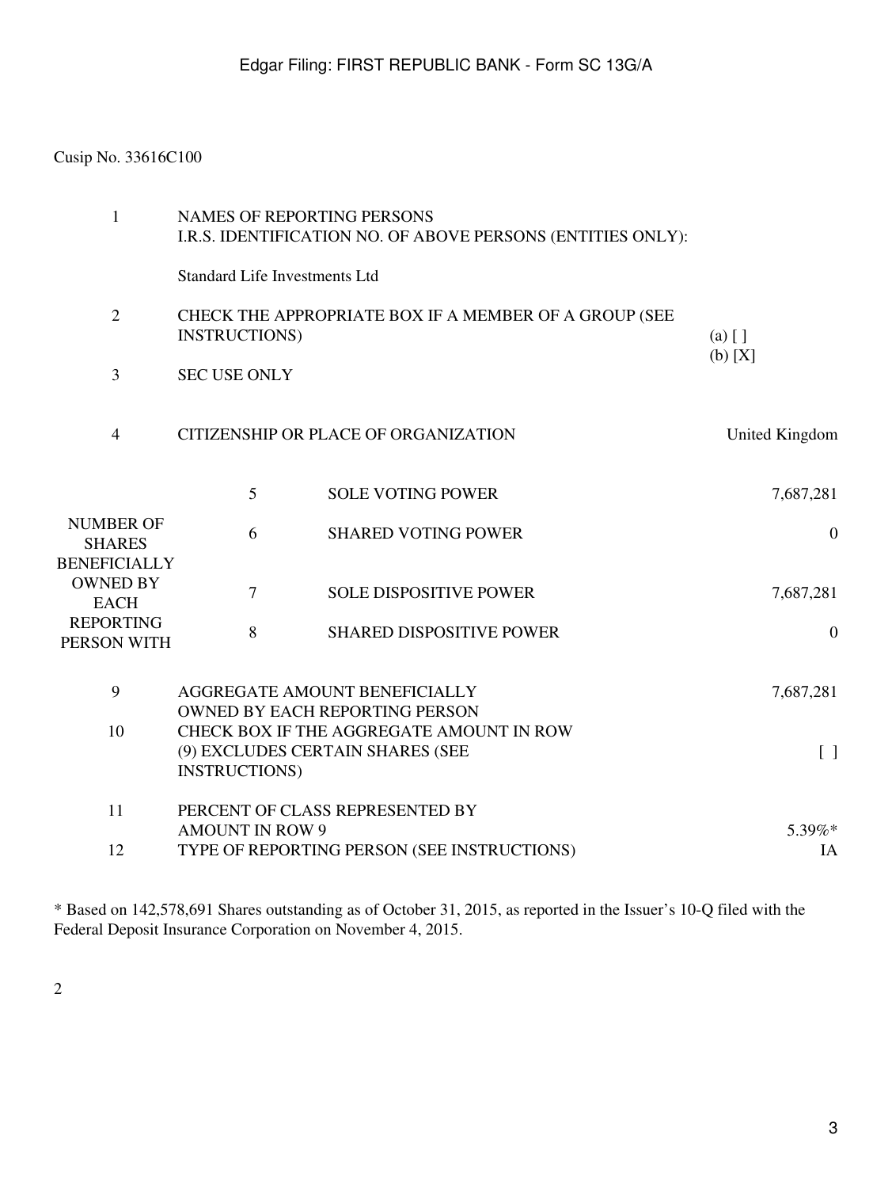Cusip No. 33616C100

| | | | |
|---|---|---|---|
| 1 | NAMES OF REPORTING PERSONS<br>I.R.S. IDENTIFICATION NO. OF ABOVE PERSONS (ENTITIES ONLY):<br><br>Standard Life Investments Ltd | | |
| 2 | CHECK THE APPROPRIATE BOX IF A MEMBER OF A GROUP (SEE INSTRUCTIONS) | | (a) [ ]<br>(b) [X] |
| 3 | SEC USE ONLY | | |
| 4 | CITIZENSHIP OR PLACE OF ORGANIZATION | | United Kingdom |
| NUMBER OF SHARES BENEFICIALLY OWNED BY EACH REPORTING PERSON WITH | 5 | SOLE VOTING POWER | 7,687,281 |
| | 6 | SHARED VOTING POWER | 0 |
| | 7 | SOLE DISPOSITIVE POWER | 7,687,281 |
| | 8 | SHARED DISPOSITIVE POWER | 0 |
| 9 | AGGREGATE AMOUNT BENEFICIALLY OWNED BY EACH REPORTING PERSON | | 7,687,281 |
| 10 | CHECK BOX IF THE AGGREGATE AMOUNT IN ROW (9) EXCLUDES CERTAIN SHARES (SEE INSTRUCTIONS) | | [ ] |
| 11 | PERCENT OF CLASS REPRESENTED BY AMOUNT IN ROW 9 | | 5.39%* |
| 12 | TYPE OF REPORTING PERSON (SEE INSTRUCTIONS) | | IA |

* Based on 142,578,691 Shares outstanding as of October 31, 2015, as reported in the Issuer's 10-Q filed with the Federal Deposit Insurance Corporation on November 4, 2015.

2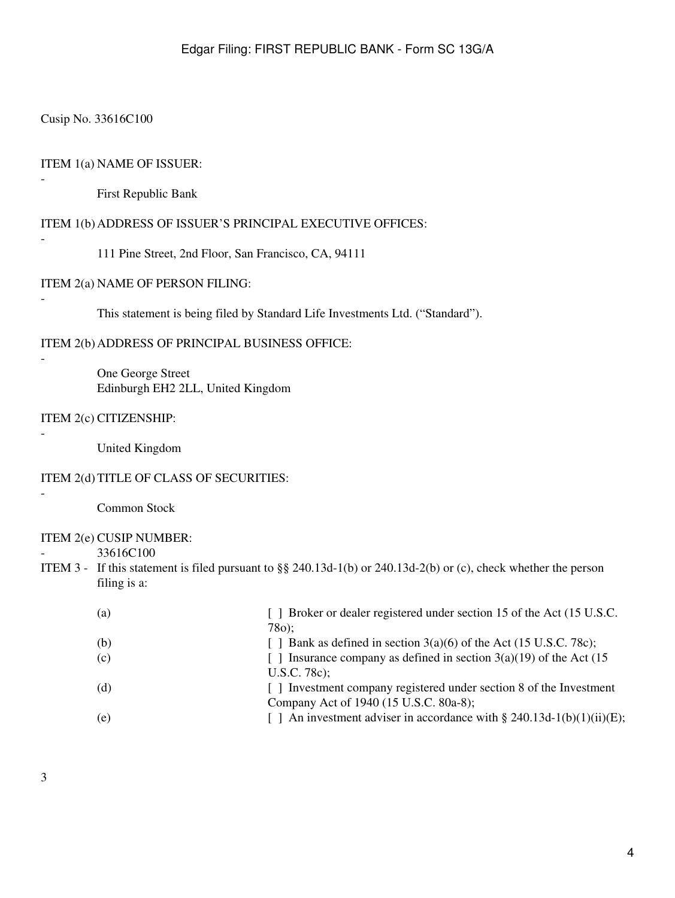Cusip No. 33616C100

ITEM 1(a) NAME OF ISSUER:

-

First Republic Bank

ITEM 1(b) ADDRESS OF ISSUER'S PRINCIPAL EXECUTIVE OFFICES:

-

111 Pine Street, 2nd Floor, San Francisco, CA, 94111

ITEM 2(a) NAME OF PERSON FILING:

-

This statement is being filed by Standard Life Investments Ltd. ("Standard").

ITEM 2(b) ADDRESS OF PRINCIPAL BUSINESS OFFICE:

-

One George Street
Edinburgh EH2 2LL, United Kingdom

ITEM 2(c) CITIZENSHIP:

-

United Kingdom

ITEM 2(d) TITLE OF CLASS OF SECURITIES:

-

Common Stock

ITEM 2(e) CUSIP NUMBER:

- 33616C100

ITEM 3 - If this statement is filed pursuant to §§ 240.13d-1(b) or 240.13d-2(b) or (c), check whether the person filing is a:

| | |
|---|---|
| (a) | [ ] Broker or dealer registered under section 15 of the Act (15 U.S.C. 78o); |
| (b) | [ ] Bank as defined in section 3(a)(6) of the Act (15 U.S.C. 78c); |
| (c) | [ ] Insurance company as defined in section 3(a)(19) of the Act (15 U.S.C. 78c); |
| (d) | [ ] Investment company registered under section 8 of the Investment Company Act of 1940 (15 U.S.C. 80a-8); |
| (e) | [ ] An investment adviser in accordance with § 240.13d-1(b)(1)(ii)(E); |

3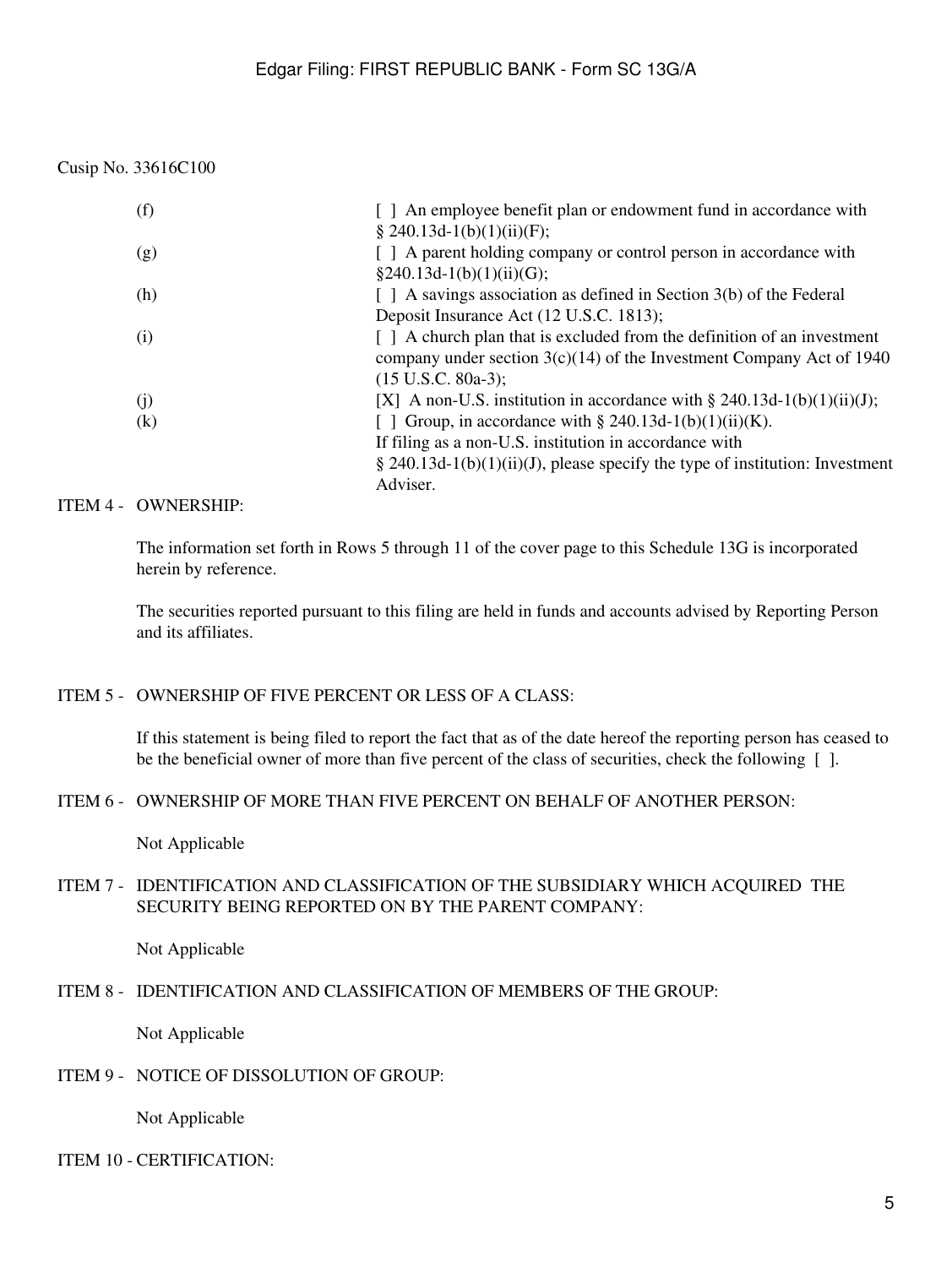Cusip No. 33616C100

| | |
|---|---|
| (f) | [ ] An employee benefit plan or endowment fund in accordance with § 240.13d-1(b)(1)(ii)(F); |
| (g) | [ ] A parent holding company or control person in accordance with §240.13d-1(b)(1)(ii)(G); |
| (h) | [ ] A savings association as defined in Section 3(b) of the Federal Deposit Insurance Act (12 U.S.C. 1813); |
| (i) | [ ] A church plan that is excluded from the definition of an investment company under section 3(c)(14) of the Investment Company Act of 1940 (15 U.S.C. 80a-3); |
| (j) | [X] A non-U.S. institution in accordance with § 240.13d-1(b)(1)(ii)(J); |
| (k) | [ ] Group, in accordance with § 240.13d-1(b)(1)(ii)(K). If filing as a non-U.S. institution in accordance with § 240.13d-1(b)(1)(ii)(J), please specify the type of institution: Investment Adviser. |

ITEM 4 - OWNERSHIP:

The information set forth in Rows 5 through 11 of the cover page to this Schedule 13G is incorporated herein by reference.

The securities reported pursuant to this filing are held in funds and accounts advised by Reporting Person and its affiliates.

ITEM 5 - OWNERSHIP OF FIVE PERCENT OR LESS OF A CLASS:

If this statement is being filed to report the fact that as of the date hereof the reporting person has ceased to be the beneficial owner of more than five percent of the class of securities, check the following [ ].

ITEM 6 - OWNERSHIP OF MORE THAN FIVE PERCENT ON BEHALF OF ANOTHER PERSON:

Not Applicable

ITEM 7 - IDENTIFICATION AND CLASSIFICATION OF THE SUBSIDIARY WHICH ACQUIRED THE SECURITY BEING REPORTED ON BY THE PARENT COMPANY:

Not Applicable

ITEM 8 - IDENTIFICATION AND CLASSIFICATION OF MEMBERS OF THE GROUP:

Not Applicable

ITEM 9 - NOTICE OF DISSOLUTION OF GROUP:

Not Applicable

ITEM 10 - CERTIFICATION: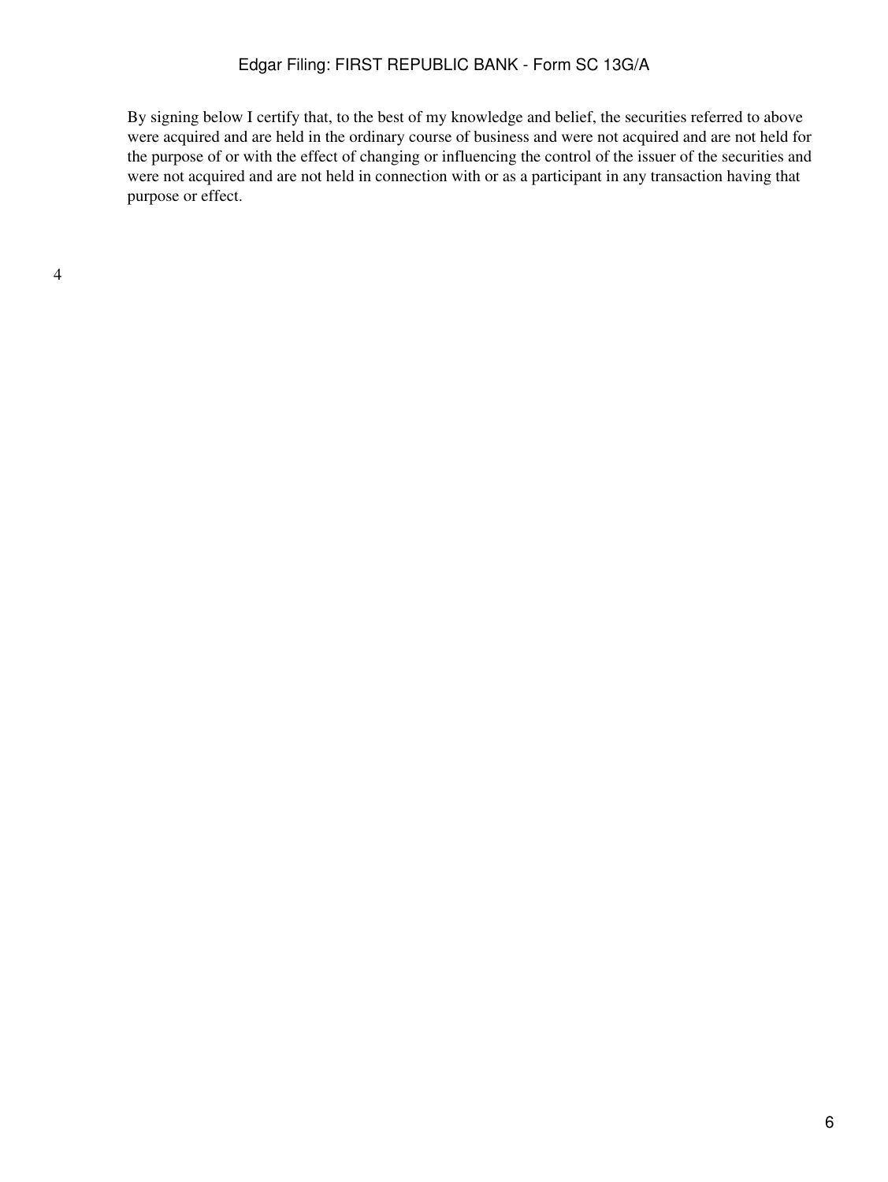By signing below I certify that, to the best of my knowledge and belief, the securities referred to above were acquired and are held in the ordinary course of business and were not acquired and are not held for the purpose of or with the effect of changing or influencing the control of the issuer of the securities and were not acquired and are not held in connection with or as a participant in any transaction having that purpose or effect.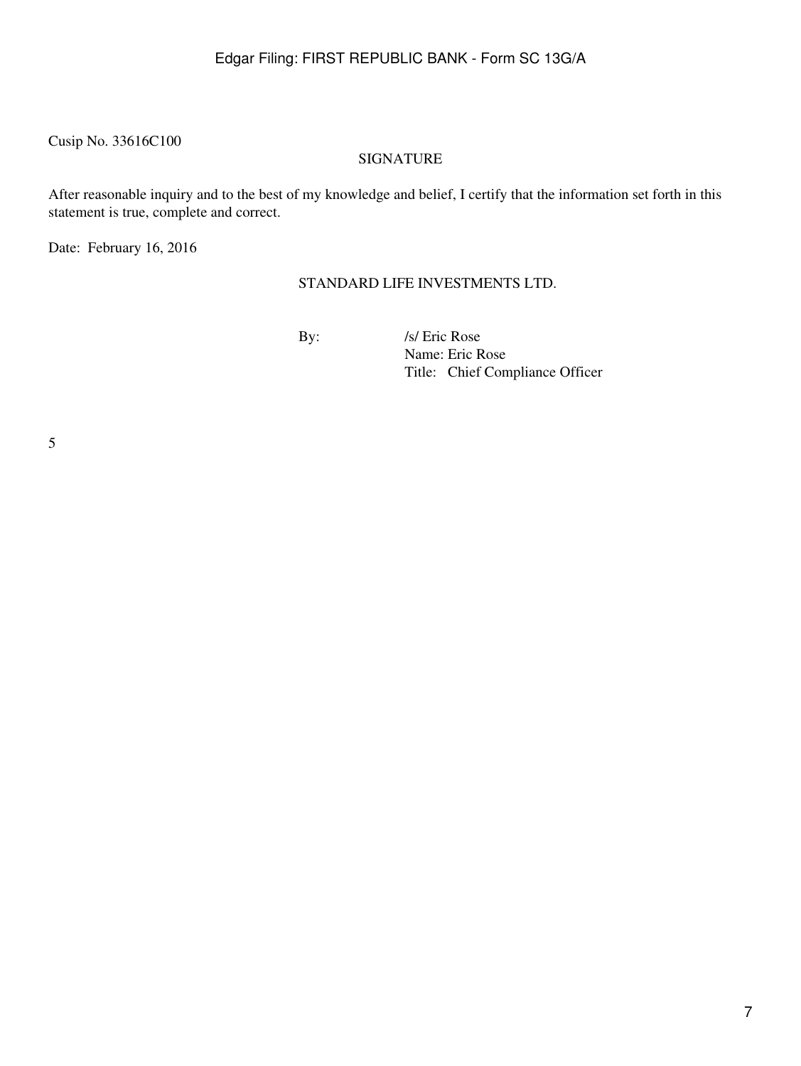Cusip No. 33616C100

SIGNATURE

After reasonable inquiry and to the best of my knowledge and belief, I certify that the information set forth in this statement is true, complete and correct.

Date: February 16, 2016

STANDARD LIFE INVESTMENTS LTD.

By: /s/ Eric Rose
Name: Eric Rose
Title: Chief Compliance Officer

5